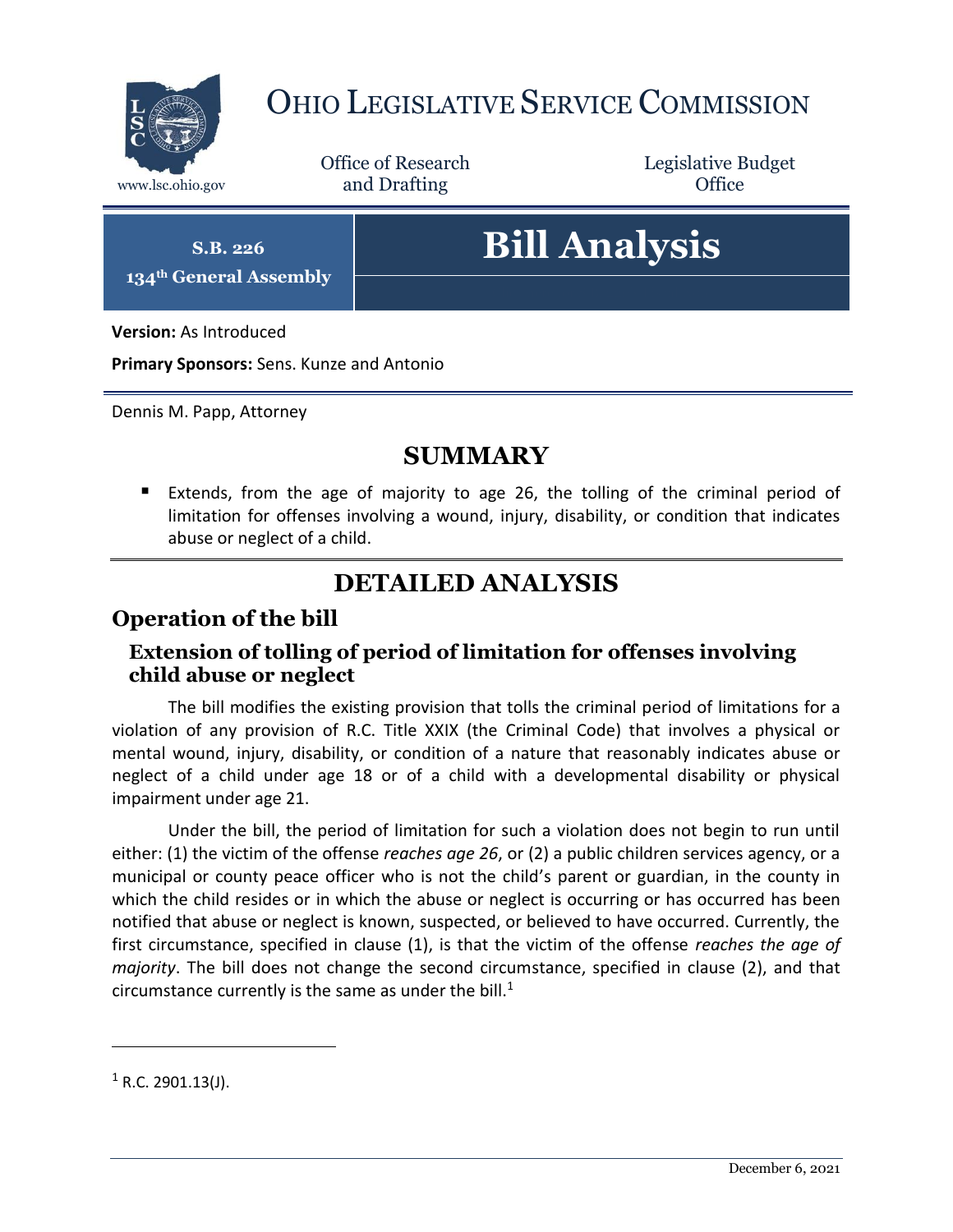# Ohio Legislative Service Commission

www.lsc.ohio.gov

Office of Research and Drafting

Legislative Budget Office

**S.B. 226**
**134th General Assembly**

# Bill Analysis

**Version:** As Introduced

**Primary Sponsors:** Sens. Kunze and Antonio

Dennis M. Papp, Attorney

## SUMMARY

- Extends, from the age of majority to age 26, the tolling of the criminal period of limitation for offenses involving a wound, injury, disability, or condition that indicates abuse or neglect of a child.

## DETAILED ANALYSIS

## Operation of the bill

### Extension of tolling of period of limitation for offenses involving child abuse or neglect

The bill modifies the existing provision that tolls the criminal period of limitations for a violation of any provision of R.C. Title XXIX (the Criminal Code) that involves a physical or mental wound, injury, disability, or condition of a nature that reasonably indicates abuse or neglect of a child under age 18 or of a child with a developmental disability or physical impairment under age 21.

Under the bill, the period of limitation for such a violation does not begin to run until either: (1) the victim of the offense *reaches age 26*, or (2) a public children services agency, or a municipal or county peace officer who is not the child's parent or guardian, in the county in which the child resides or in which the abuse or neglect is occurring or has occurred has been notified that abuse or neglect is known, suspected, or believed to have occurred. Currently, the first circumstance, specified in clause (1), is that the victim of the offense *reaches the age of majority*. The bill does not change the second circumstance, specified in clause (2), and that circumstance currently is the same as under the bill.[1]

[1] R.C. 2901.13(J).

December 6, 2021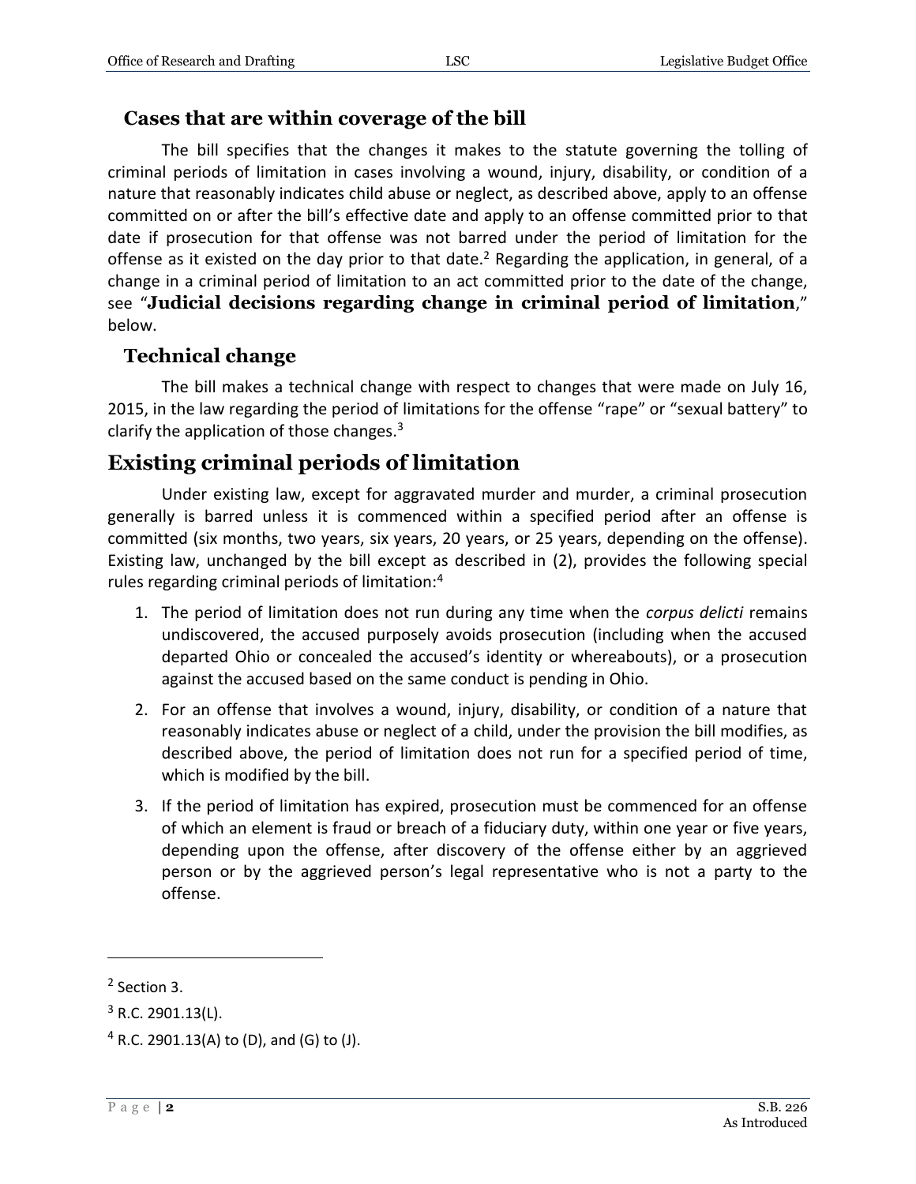### Cases that are within coverage of the bill

The bill specifies that the changes it makes to the statute governing the tolling of criminal periods of limitation in cases involving a wound, injury, disability, or condition of a nature that reasonably indicates child abuse or neglect, as described above, apply to an offense committed on or after the bill's effective date and apply to an offense committed prior to that date if prosecution for that offense was not barred under the period of limitation for the offense as it existed on the day prior to that date.[2] Regarding the application, in general, of a change in a criminal period of limitation to an act committed prior to the date of the change, see "**Judicial decisions regarding change in criminal period of limitation**," below.

### Technical change

The bill makes a technical change with respect to changes that were made on July 16, 2015, in the law regarding the period of limitations for the offense "rape" or "sexual battery" to clarify the application of those changes.[3]

## Existing criminal periods of limitation

Under existing law, except for aggravated murder and murder, a criminal prosecution generally is barred unless it is commenced within a specified period after an offense is committed (six months, two years, six years, 20 years, or 25 years, depending on the offense). Existing law, unchanged by the bill except as described in (2), provides the following special rules regarding criminal periods of limitation:[4]

1. The period of limitation does not run during any time when the *corpus delicti* remains undiscovered, the accused purposely avoids prosecution (including when the accused departed Ohio or concealed the accused's identity or whereabouts), or a prosecution against the accused based on the same conduct is pending in Ohio.
2. For an offense that involves a wound, injury, disability, or condition of a nature that reasonably indicates abuse or neglect of a child, under the provision the bill modifies, as described above, the period of limitation does not run for a specified period of time, which is modified by the bill.
3. If the period of limitation has expired, prosecution must be commenced for an offense of which an element is fraud or breach of a fiduciary duty, within one year or five years, depending upon the offense, after discovery of the offense either by an aggrieved person or by the aggrieved person's legal representative who is not a party to the offense.

---

[2] Section 3.

[3] R.C. 2901.13(L).

[4] R.C. 2901.13(A) to (D), and (G) to (J).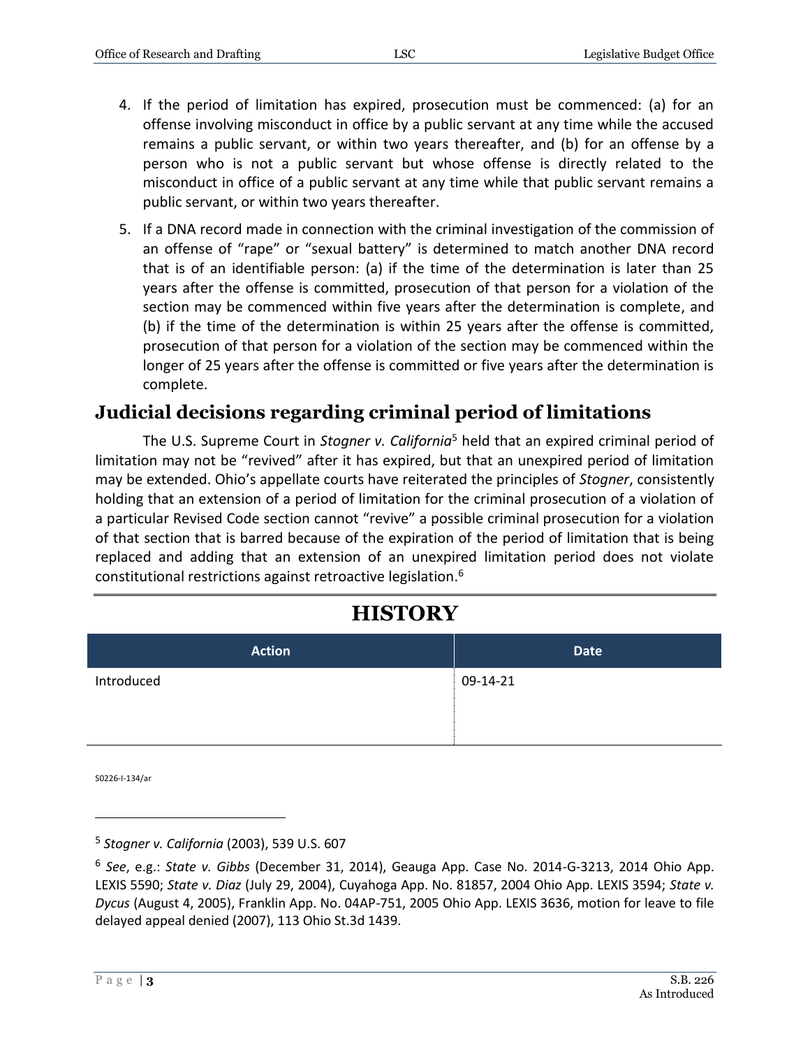4. If the period of limitation has expired, prosecution must be commenced: (a) for an offense involving misconduct in office by a public servant at any time while the accused remains a public servant, or within two years thereafter, and (b) for an offense by a person who is not a public servant but whose offense is directly related to the misconduct in office of a public servant at any time while that public servant remains a public servant, or within two years thereafter.

5. If a DNA record made in connection with the criminal investigation of the commission of an offense of "rape" or "sexual battery" is determined to match another DNA record that is of an identifiable person: (a) if the time of the determination is later than 25 years after the offense is committed, prosecution of that person for a violation of the section may be commenced within five years after the determination is complete, and (b) if the time of the determination is within 25 years after the offense is committed, prosecution of that person for a violation of the section may be commenced within the longer of 25 years after the offense is committed or five years after the determination is complete.

## Judicial decisions regarding criminal period of limitations

The U.S. Supreme Court in *Stogner v. California*[5] held that an expired criminal period of limitation may not be "revived" after it has expired, but that an unexpired period of limitation may be extended. Ohio's appellate courts have reiterated the principles of *Stogner*, consistently holding that an extension of a period of limitation for the criminal prosecution of a violation of a particular Revised Code section cannot "revive" a possible criminal prosecution for a violation of that section that is barred because of the expiration of the period of limitation that is being replaced and adding that an extension of an unexpired limitation period does not violate constitutional restrictions against retroactive legislation.[6]

# HISTORY

| Action | Date |
|---|---|
| Introduced | 09-14-21 |

S0226-I-134/ar

[5] *Stogner v. California* (2003), 539 U.S. 607

[6] *See*, e.g.: *State v. Gibbs* (December 31, 2014), Geauga App. Case No. 2014-G-3213, 2014 Ohio App. LEXIS 5590; *State v. Diaz* (July 29, 2004), Cuyahoga App. No. 81857, 2004 Ohio App. LEXIS 3594; *State v. Dycus* (August 4, 2005), Franklin App. No. 04AP-751, 2005 Ohio App. LEXIS 3636, motion for leave to file delayed appeal denied (2007), 113 Ohio St.3d 1439.